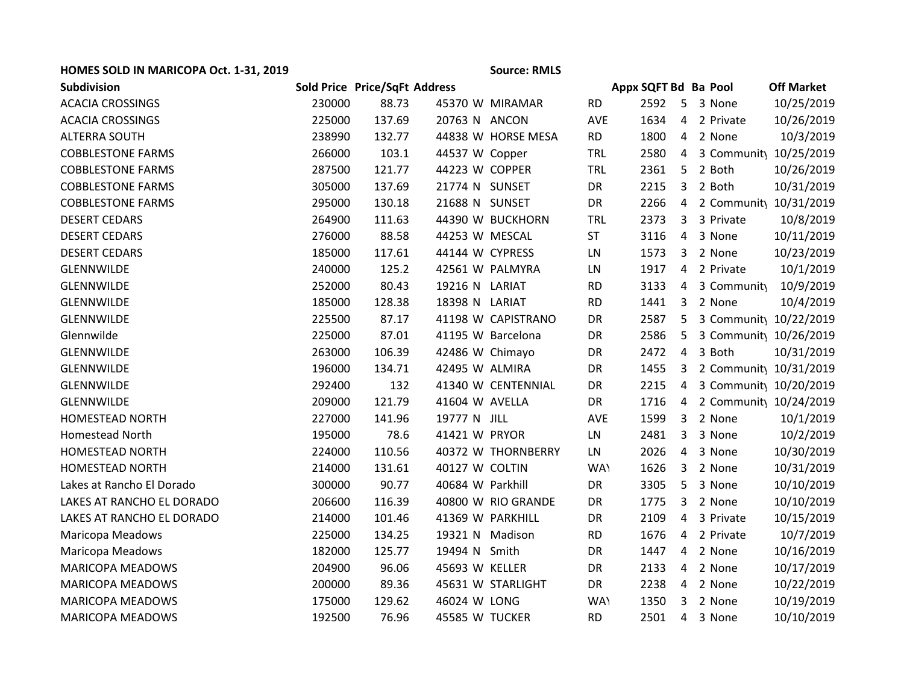**HOMES SOLD IN MARICOPA Oct. 1-31, 2019** **Source: RMLS**

| Subdivision | Sold Price | Price/SqFt | Address | | | | Appx SQFT | Bd | Ba | Pool | Off Market |
|---|---|---|---|---|---|---|---|---|---|---|---|
| ACACIA CROSSINGS | 230000 | 88.73 | 45370 | W | MIRAMAR | RD | 2592 | 5 | 3 | None | 10/25/2019 |
| ACACIA CROSSINGS | 225000 | 137.69 | 20763 | N | ANCON | AVE | 1634 | 4 | 2 | Private | 10/26/2019 |
| ALTERRA SOUTH | 238990 | 132.77 | 44838 | W | HORSE MESA | RD | 1800 | 4 | 2 | None | 10/3/2019 |
| COBBLESTONE FARMS | 266000 | 103.1 | 44537 | W | Copper | TRL | 2580 | 4 | 3 | Community | 10/25/2019 |
| COBBLESTONE FARMS | 287500 | 121.77 | 44223 | W | COPPER | TRL | 2361 | 5 | 2 | Both | 10/26/2019 |
| COBBLESTONE FARMS | 305000 | 137.69 | 21774 | N | SUNSET | DR | 2215 | 3 | 2 | Both | 10/31/2019 |
| COBBLESTONE FARMS | 295000 | 130.18 | 21688 | N | SUNSET | DR | 2266 | 4 | 2 | Community | 10/31/2019 |
| DESERT CEDARS | 264900 | 111.63 | 44390 | W | BUCKHORN | TRL | 2373 | 3 | 3 | Private | 10/8/2019 |
| DESERT CEDARS | 276000 | 88.58 | 44253 | W | MESCAL | ST | 3116 | 4 | 3 | None | 10/11/2019 |
| DESERT CEDARS | 185000 | 117.61 | 44144 | W | CYPRESS | LN | 1573 | 3 | 2 | None | 10/23/2019 |
| GLENNWILDE | 240000 | 125.2 | 42561 | W | PALMYRA | LN | 1917 | 4 | 2 | Private | 10/1/2019 |
| GLENNWILDE | 252000 | 80.43 | 19216 | N | LARIAT | RD | 3133 | 4 | 3 | Community | 10/9/2019 |
| GLENNWILDE | 185000 | 128.38 | 18398 | N | LARIAT | RD | 1441 | 3 | 2 | None | 10/4/2019 |
| GLENNWILDE | 225500 | 87.17 | 41198 | W | CAPISTRANO | DR | 2587 | 5 | 3 | Community | 10/22/2019 |
| Glennwilde | 225000 | 87.01 | 41195 | W | Barcelona | DR | 2586 | 5 | 3 | Community | 10/26/2019 |
| GLENNWILDE | 263000 | 106.39 | 42486 | W | Chimayo | DR | 2472 | 4 | 3 | Both | 10/31/2019 |
| GLENNWILDE | 196000 | 134.71 | 42495 | W | ALMIRA | DR | 1455 | 3 | 2 | Community | 10/31/2019 |
| GLENNWILDE | 292400 | 132 | 41340 | W | CENTENNIAL | DR | 2215 | 4 | 3 | Community | 10/20/2019 |
| GLENNWILDE | 209000 | 121.79 | 41604 | W | AVELLA | DR | 1716 | 4 | 2 | Community | 10/24/2019 |
| HOMESTEAD NORTH | 227000 | 141.96 | 19777 | N | JILL | AVE | 1599 | 3 | 2 | None | 10/1/2019 |
| Homestead North | 195000 | 78.6 | 41421 | W | PRYOR | LN | 2481 | 3 | 3 | None | 10/2/2019 |
| HOMESTEAD NORTH | 224000 | 110.56 | 40372 | W | THORNBERRY | LN | 2026 | 4 | 3 | None | 10/30/2019 |
| HOMESTEAD NORTH | 214000 | 131.61 | 40127 | W | COLTIN | WAY | 1626 | 3 | 2 | None | 10/31/2019 |
| Lakes at Rancho El Dorado | 300000 | 90.77 | 40684 | W | Parkhill | DR | 3305 | 5 | 3 | None | 10/10/2019 |
| LAKES AT RANCHO EL DORADO | 206600 | 116.39 | 40800 | W | RIO GRANDE | DR | 1775 | 3 | 2 | None | 10/10/2019 |
| LAKES AT RANCHO EL DORADO | 214000 | 101.46 | 41369 | W | PARKHILL | DR | 2109 | 4 | 3 | Private | 10/15/2019 |
| Maricopa Meadows | 225000 | 134.25 | 19321 | N | Madison | RD | 1676 | 4 | 2 | Private | 10/7/2019 |
| Maricopa Meadows | 182000 | 125.77 | 19494 | N | Smith | DR | 1447 | 4 | 2 | None | 10/16/2019 |
| MARICOPA MEADOWS | 204900 | 96.06 | 45693 | W | KELLER | DR | 2133 | 4 | 2 | None | 10/17/2019 |
| MARICOPA MEADOWS | 200000 | 89.36 | 45631 | W | STARLIGHT | DR | 2238 | 4 | 2 | None | 10/22/2019 |
| MARICOPA MEADOWS | 175000 | 129.62 | 46024 | W | LONG | WAY | 1350 | 3 | 2 | None | 10/19/2019 |
| MARICOPA MEADOWS | 192500 | 76.96 | 45585 | W | TUCKER | RD | 2501 | 4 | 3 | None | 10/10/2019 |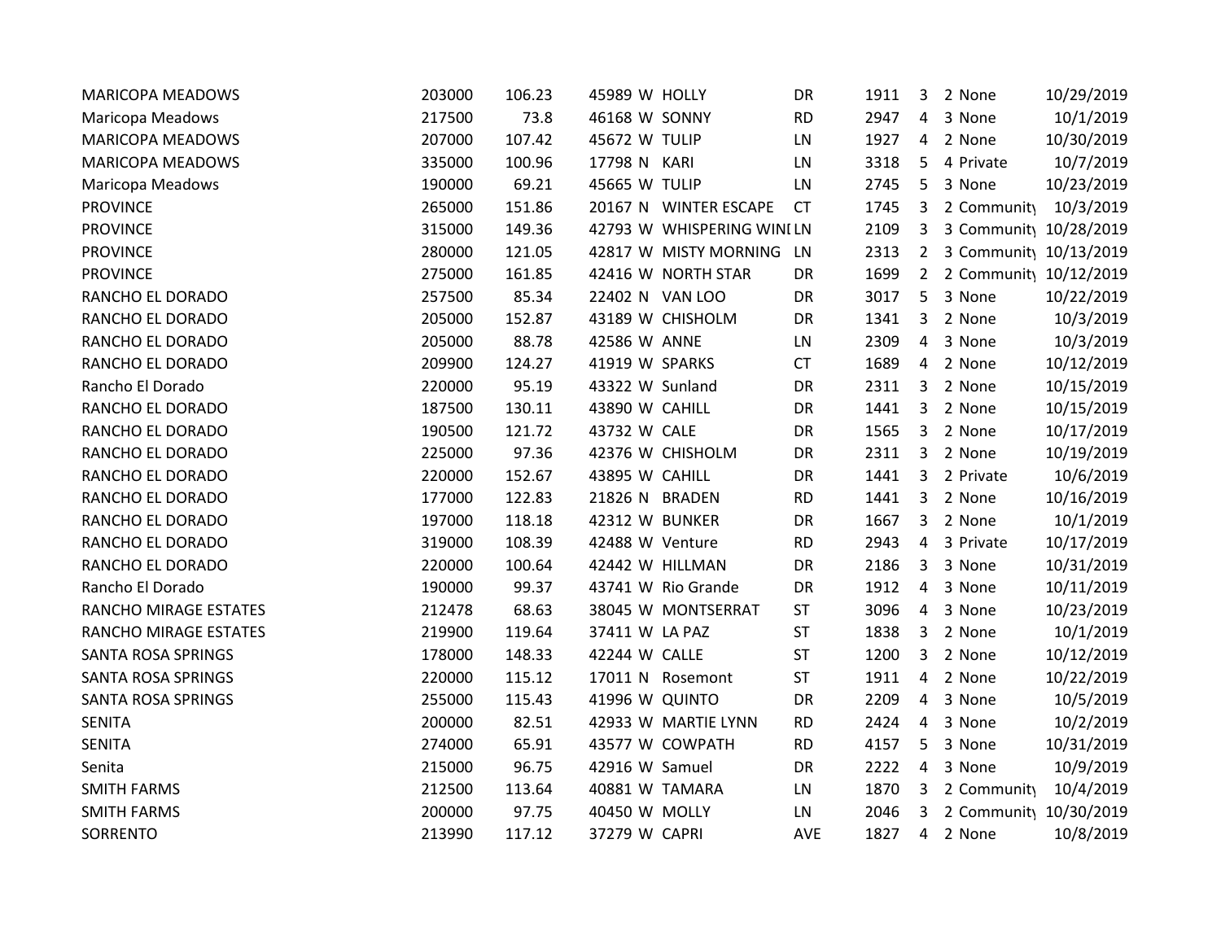| | | | | | | | | | | | |
|---|---|---|---|---|---|---|---|---|---|---|---|
| MARICOPA MEADOWS | 203000 | 106.23 | 45989 | W | HOLLY | DR | 1911 | 3 | 2 | None | 10/29/2019 |
| Maricopa Meadows | 217500 | 73.8 | 46168 | W | SONNY | RD | 2947 | 4 | 3 | None | 10/1/2019 |
| MARICOPA MEADOWS | 207000 | 107.42 | 45672 | W | TULIP | LN | 1927 | 4 | 2 | None | 10/30/2019 |
| MARICOPA MEADOWS | 335000 | 100.96 | 17798 | N | KARI | LN | 3318 | 5 | 4 | Private | 10/7/2019 |
| Maricopa Meadows | 190000 | 69.21 | 45665 | W | TULIP | LN | 2745 | 5 | 3 | None | 10/23/2019 |
| PROVINCE | 265000 | 151.86 | 20167 | N | WINTER ESCAPE | CT | 1745 | 3 | 2 | Community | 10/3/2019 |
| PROVINCE | 315000 | 149.36 | 42793 | W | WHISPERING WINI | LN | 2109 | 3 | 3 | Community | 10/28/2019 |
| PROVINCE | 280000 | 121.05 | 42817 | W | MISTY MORNING | LN | 2313 | 2 | 3 | Community | 10/13/2019 |
| PROVINCE | 275000 | 161.85 | 42416 | W | NORTH STAR | DR | 1699 | 2 | 2 | Community | 10/12/2019 |
| RANCHO EL DORADO | 257500 | 85.34 | 22402 | N | VAN LOO | DR | 3017 | 5 | 3 | None | 10/22/2019 |
| RANCHO EL DORADO | 205000 | 152.87 | 43189 | W | CHISHOLM | DR | 1341 | 3 | 2 | None | 10/3/2019 |
| RANCHO EL DORADO | 205000 | 88.78 | 42586 | W | ANNE | LN | 2309 | 4 | 3 | None | 10/3/2019 |
| RANCHO EL DORADO | 209900 | 124.27 | 41919 | W | SPARKS | CT | 1689 | 4 | 2 | None | 10/12/2019 |
| Rancho El Dorado | 220000 | 95.19 | 43322 | W | Sunland | DR | 2311 | 3 | 2 | None | 10/15/2019 |
| RANCHO EL DORADO | 187500 | 130.11 | 43890 | W | CAHILL | DR | 1441 | 3 | 2 | None | 10/15/2019 |
| RANCHO EL DORADO | 190500 | 121.72 | 43732 | W | CALE | DR | 1565 | 3 | 2 | None | 10/17/2019 |
| RANCHO EL DORADO | 225000 | 97.36 | 42376 | W | CHISHOLM | DR | 2311 | 3 | 2 | None | 10/19/2019 |
| RANCHO EL DORADO | 220000 | 152.67 | 43895 | W | CAHILL | DR | 1441 | 3 | 2 | Private | 10/6/2019 |
| RANCHO EL DORADO | 177000 | 122.83 | 21826 | N | BRADEN | RD | 1441 | 3 | 2 | None | 10/16/2019 |
| RANCHO EL DORADO | 197000 | 118.18 | 42312 | W | BUNKER | DR | 1667 | 3 | 2 | None | 10/1/2019 |
| RANCHO EL DORADO | 319000 | 108.39 | 42488 | W | Venture | RD | 2943 | 4 | 3 | Private | 10/17/2019 |
| RANCHO EL DORADO | 220000 | 100.64 | 42442 | W | HILLMAN | DR | 2186 | 3 | 3 | None | 10/31/2019 |
| Rancho El Dorado | 190000 | 99.37 | 43741 | W | Rio Grande | DR | 1912 | 4 | 3 | None | 10/11/2019 |
| RANCHO MIRAGE ESTATES | 212478 | 68.63 | 38045 | W | MONTSERRAT | ST | 3096 | 4 | 3 | None | 10/23/2019 |
| RANCHO MIRAGE ESTATES | 219900 | 119.64 | 37411 | W | LA PAZ | ST | 1838 | 3 | 2 | None | 10/1/2019 |
| SANTA ROSA SPRINGS | 178000 | 148.33 | 42244 | W | CALLE | ST | 1200 | 3 | 2 | None | 10/12/2019 |
| SANTA ROSA SPRINGS | 220000 | 115.12 | 17011 | N | Rosemont | ST | 1911 | 4 | 2 | None | 10/22/2019 |
| SANTA ROSA SPRINGS | 255000 | 115.43 | 41996 | W | QUINTO | DR | 2209 | 4 | 3 | None | 10/5/2019 |
| SENITA | 200000 | 82.51 | 42933 | W | MARTIE LYNN | RD | 2424 | 4 | 3 | None | 10/2/2019 |
| SENITA | 274000 | 65.91 | 43577 | W | COWPATH | RD | 4157 | 5 | 3 | None | 10/31/2019 |
| Senita | 215000 | 96.75 | 42916 | W | Samuel | DR | 2222 | 4 | 3 | None | 10/9/2019 |
| SMITH FARMS | 212500 | 113.64 | 40881 | W | TAMARA | LN | 1870 | 3 | 2 | Community | 10/4/2019 |
| SMITH FARMS | 200000 | 97.75 | 40450 | W | MOLLY | LN | 2046 | 3 | 2 | Community | 10/30/2019 |
| SORRENTO | 213990 | 117.12 | 37279 | W | CAPRI | AVE | 1827 | 4 | 2 | None | 10/8/2019 |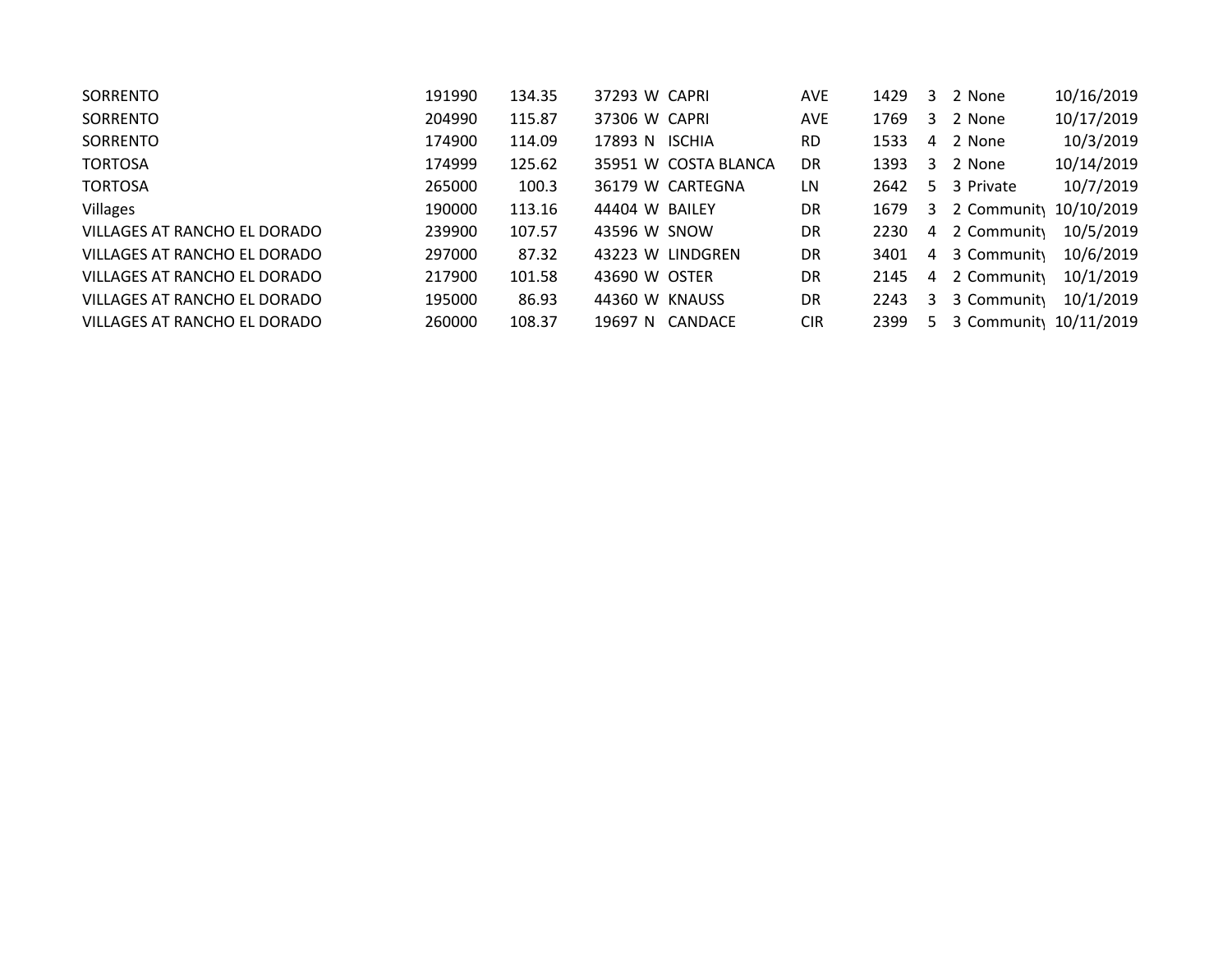| | | | | | | | | | | | |
|---|---|---|---|---|---|---|---|---|---|---|---|
| SORRENTO | 191990 | 134.35 | 37293 | W | CAPRI | AVE | 1429 | 3 | 2 | None | 10/16/2019 |
| SORRENTO | 204990 | 115.87 | 37306 | W | CAPRI | AVE | 1769 | 3 | 2 | None | 10/17/2019 |
| SORRENTO | 174900 | 114.09 | 17893 | N | ISCHIA | RD | 1533 | 4 | 2 | None | 10/3/2019 |
| TORTOSA | 174999 | 125.62 | 35951 | W | COSTA BLANCA | DR | 1393 | 3 | 2 | None | 10/14/2019 |
| TORTOSA | 265000 | 100.3 | 36179 | W | CARTEGNA | LN | 2642 | 5 | 3 | Private | 10/7/2019 |
| Villages | 190000 | 113.16 | 44404 | W | BAILEY | DR | 1679 | 3 | 2 | Community | 10/10/2019 |
| VILLAGES AT RANCHO EL DORADO | 239900 | 107.57 | 43596 | W | SNOW | DR | 2230 | 4 | 2 | Community | 10/5/2019 |
| VILLAGES AT RANCHO EL DORADO | 297000 | 87.32 | 43223 | W | LINDGREN | DR | 3401 | 4 | 3 | Community | 10/6/2019 |
| VILLAGES AT RANCHO EL DORADO | 217900 | 101.58 | 43690 | W | OSTER | DR | 2145 | 4 | 2 | Community | 10/1/2019 |
| VILLAGES AT RANCHO EL DORADO | 195000 | 86.93 | 44360 | W | KNAUSS | DR | 2243 | 3 | 3 | Community | 10/1/2019 |
| VILLAGES AT RANCHO EL DORADO | 260000 | 108.37 | 19697 | N | CANDACE | CIR | 2399 | 5 | 3 | Community | 10/11/2019 |